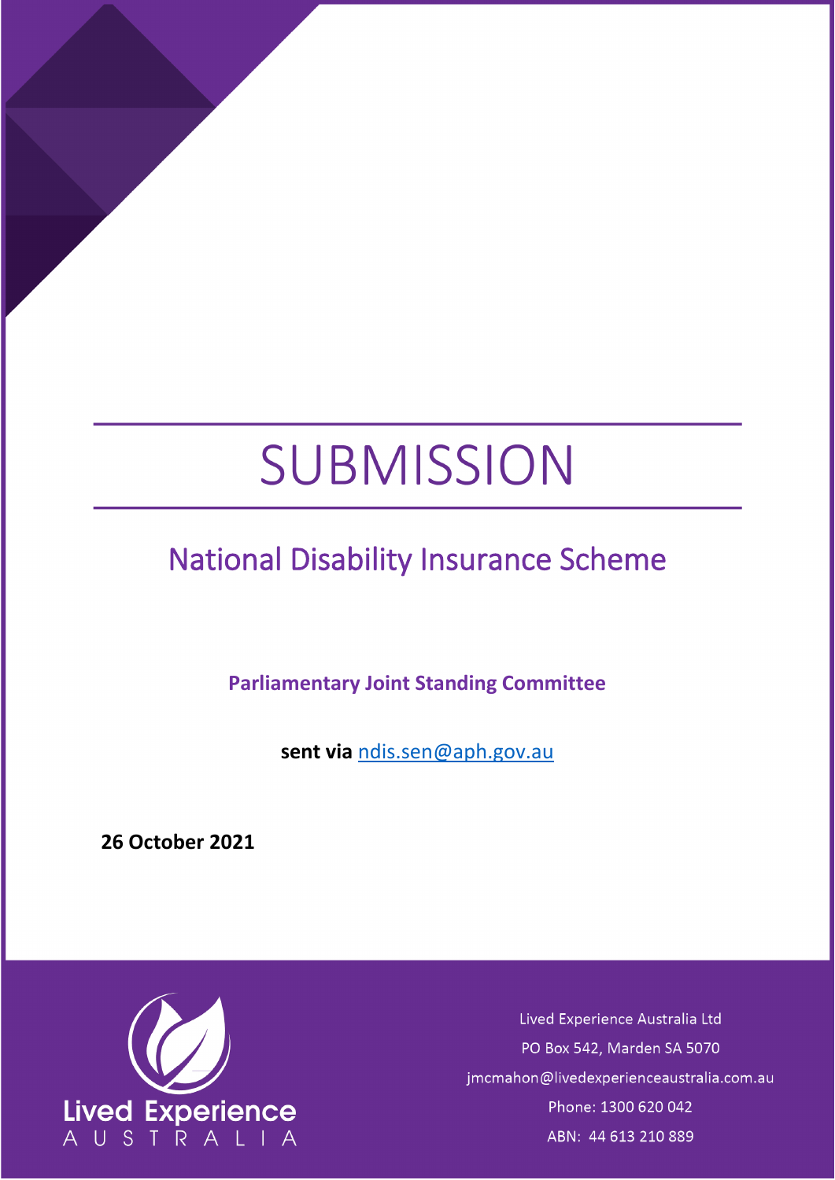# SUBMISSION

## National Disability Insurance Scheme

**Parliamentary Joint Standing Committee**

**sent via** ndis.sen@aph.gov.au

**26 October 2021**

Lived Experience Australia

Lived Experience Australia Ltd
PO Box 542, Marden SA 5070
jmcmahon@livedexperienceaustralia.com.au
Phone: 1300 620 042
ABN: 44 613 210 889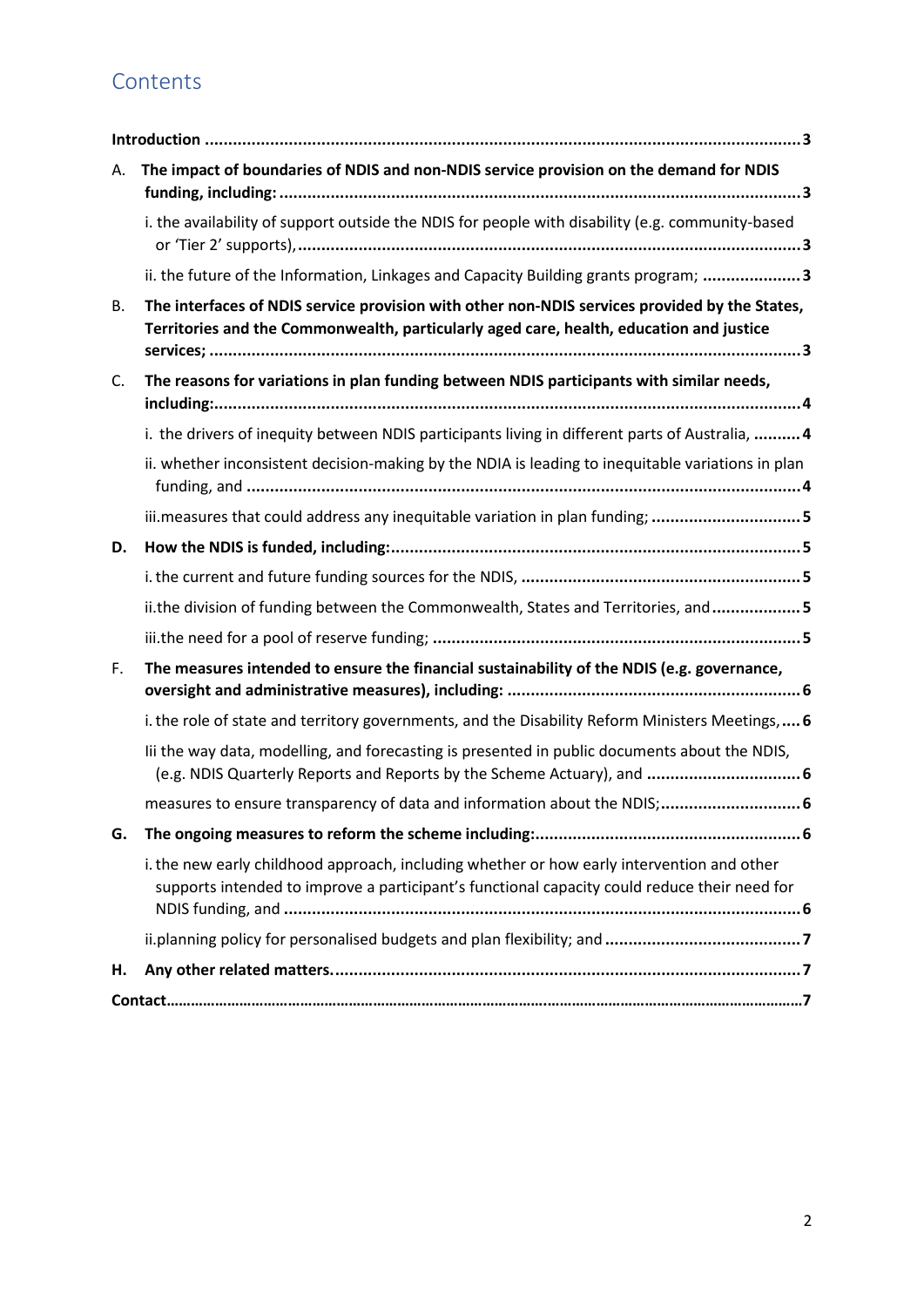# Contents

**Introduction** .......... **3**

A. **The impact of boundaries of NDIS and non-NDIS service provision on the demand for NDIS funding, including:** .......... **3**

- i. the availability of support outside the NDIS for people with disability (e.g. community-based or 'Tier 2' supports), .......... **3**
- ii. the future of the Information, Linkages and Capacity Building grants program; .......... **3**

B. **The interfaces of NDIS service provision with other non-NDIS services provided by the States, Territories and the Commonwealth, particularly aged care, health, education and justice services;** .......... **3**

C. **The reasons for variations in plan funding between NDIS participants with similar needs, including:** .......... **4**

- i. the drivers of inequity between NDIS participants living in different parts of Australia, .......... **4**
- ii. whether inconsistent decision-making by the NDIA is leading to inequitable variations in plan funding, and .......... **4**
- iii. measures that could address any inequitable variation in plan funding; .......... **5**

**D. How the NDIS is funded, including:** .......... **5**

- i. the current and future funding sources for the NDIS, .......... **5**
- ii. the division of funding between the Commonwealth, States and Territories, and .......... **5**
- iii. the need for a pool of reserve funding; .......... **5**

F. **The measures intended to ensure the financial sustainability of the NDIS (e.g. governance, oversight and administrative measures), including:** .......... **6**

- i. the role of state and territory governments, and the Disability Reform Ministers Meetings, .......... **6**
- Iii the way data, modelling, and forecasting is presented in public documents about the NDIS, (e.g. NDIS Quarterly Reports and Reports by the Scheme Actuary), and .......... **6**
- measures to ensure transparency of data and information about the NDIS; .......... **6**

**G. The ongoing measures to reform the scheme including:** .......... **6**

- i. the new early childhood approach, including whether or how early intervention and other supports intended to improve a participant's functional capacity could reduce their need for NDIS funding, and .......... **6**
- ii. planning policy for personalised budgets and plan flexibility; and .......... **7**

**H. Any other related matters.** .......... **7**

**Contact** .......... **7**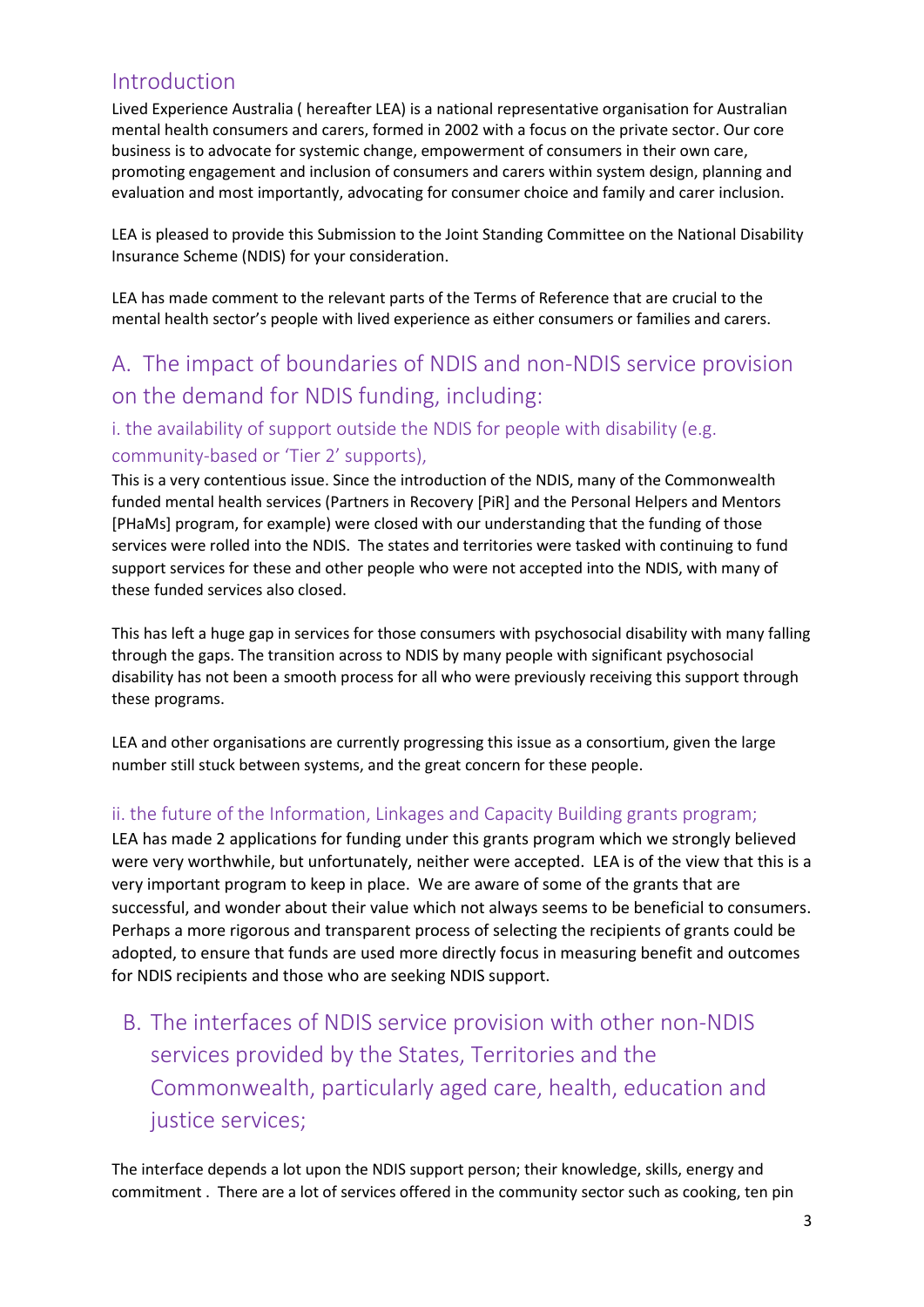## Introduction

Lived Experience Australia ( hereafter LEA) is a national representative organisation for Australian mental health consumers and carers, formed in 2002 with a focus on the private sector. Our core business is to advocate for systemic change, empowerment of consumers in their own care, promoting engagement and inclusion of consumers and carers within system design, planning and evaluation and most importantly, advocating for consumer choice and family and carer inclusion.

LEA is pleased to provide this Submission to the Joint Standing Committee on the National Disability Insurance Scheme (NDIS) for your consideration.

LEA has made comment to the relevant parts of the Terms of Reference that are crucial to the mental health sector's people with lived experience as either consumers or families and carers.

## A. The impact of boundaries of NDIS and non-NDIS service provision on the demand for NDIS funding, including:

### i. the availability of support outside the NDIS for people with disability (e.g. community-based or 'Tier 2' supports),

This is a very contentious issue. Since the introduction of the NDIS, many of the Commonwealth funded mental health services (Partners in Recovery [PiR] and the Personal Helpers and Mentors [PHaMs] program, for example) were closed with our understanding that the funding of those services were rolled into the NDIS. The states and territories were tasked with continuing to fund support services for these and other people who were not accepted into the NDIS, with many of these funded services also closed.

This has left a huge gap in services for those consumers with psychosocial disability with many falling through the gaps. The transition across to NDIS by many people with significant psychosocial disability has not been a smooth process for all who were previously receiving this support through these programs.

LEA and other organisations are currently progressing this issue as a consortium, given the large number still stuck between systems, and the great concern for these people.

### ii. the future of the Information, Linkages and Capacity Building grants program;

LEA has made 2 applications for funding under this grants program which we strongly believed were very worthwhile, but unfortunately, neither were accepted. LEA is of the view that this is a very important program to keep in place. We are aware of some of the grants that are successful, and wonder about their value which not always seems to be beneficial to consumers. Perhaps a more rigorous and transparent process of selecting the recipients of grants could be adopted, to ensure that funds are used more directly focus in measuring benefit and outcomes for NDIS recipients and those who are seeking NDIS support.

## B. The interfaces of NDIS service provision with other non-NDIS services provided by the States, Territories and the Commonwealth, particularly aged care, health, education and justice services;

The interface depends a lot upon the NDIS support person; their knowledge, skills, energy and commitment . There are a lot of services offered in the community sector such as cooking, ten pin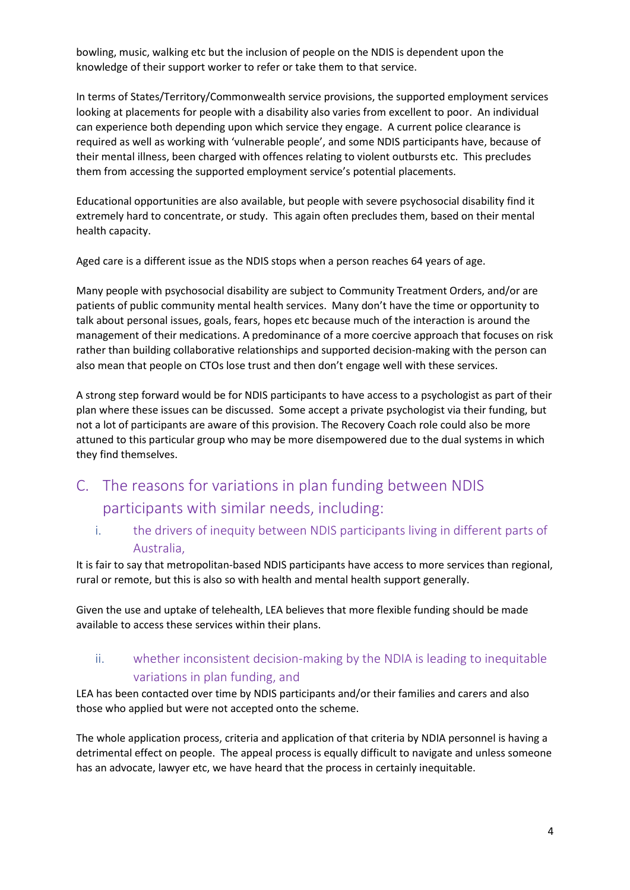bowling, music, walking etc but the inclusion of people on the NDIS is dependent upon the knowledge of their support worker to refer or take them to that service.

In terms of States/Territory/Commonwealth service provisions, the supported employment services looking at placements for people with a disability also varies from excellent to poor. An individual can experience both depending upon which service they engage. A current police clearance is required as well as working with 'vulnerable people', and some NDIS participants have, because of their mental illness, been charged with offences relating to violent outbursts etc. This precludes them from accessing the supported employment service's potential placements.

Educational opportunities are also available, but people with severe psychosocial disability find it extremely hard to concentrate, or study. This again often precludes them, based on their mental health capacity.

Aged care is a different issue as the NDIS stops when a person reaches 64 years of age.

Many people with psychosocial disability are subject to Community Treatment Orders, and/or are patients of public community mental health services. Many don't have the time or opportunity to talk about personal issues, goals, fears, hopes etc because much of the interaction is around the management of their medications. A predominance of a more coercive approach that focuses on risk rather than building collaborative relationships and supported decision-making with the person can also mean that people on CTOs lose trust and then don't engage well with these services.

A strong step forward would be for NDIS participants to have access to a psychologist as part of their plan where these issues can be discussed. Some accept a private psychologist via their funding, but not a lot of participants are aware of this provision. The Recovery Coach role could also be more attuned to this particular group who may be more disempowered due to the dual systems in which they find themselves.

## C. The reasons for variations in plan funding between NDIS participants with similar needs, including:

### i. the drivers of inequity between NDIS participants living in different parts of Australia,

It is fair to say that metropolitan-based NDIS participants have access to more services than regional, rural or remote, but this is also so with health and mental health support generally.

Given the use and uptake of telehealth, LEA believes that more flexible funding should be made available to access these services within their plans.

### ii. whether inconsistent decision-making by the NDIA is leading to inequitable variations in plan funding, and

LEA has been contacted over time by NDIS participants and/or their families and carers and also those who applied but were not accepted onto the scheme.

The whole application process, criteria and application of that criteria by NDIA personnel is having a detrimental effect on people. The appeal process is equally difficult to navigate and unless someone has an advocate, lawyer etc, we have heard that the process in certainly inequitable.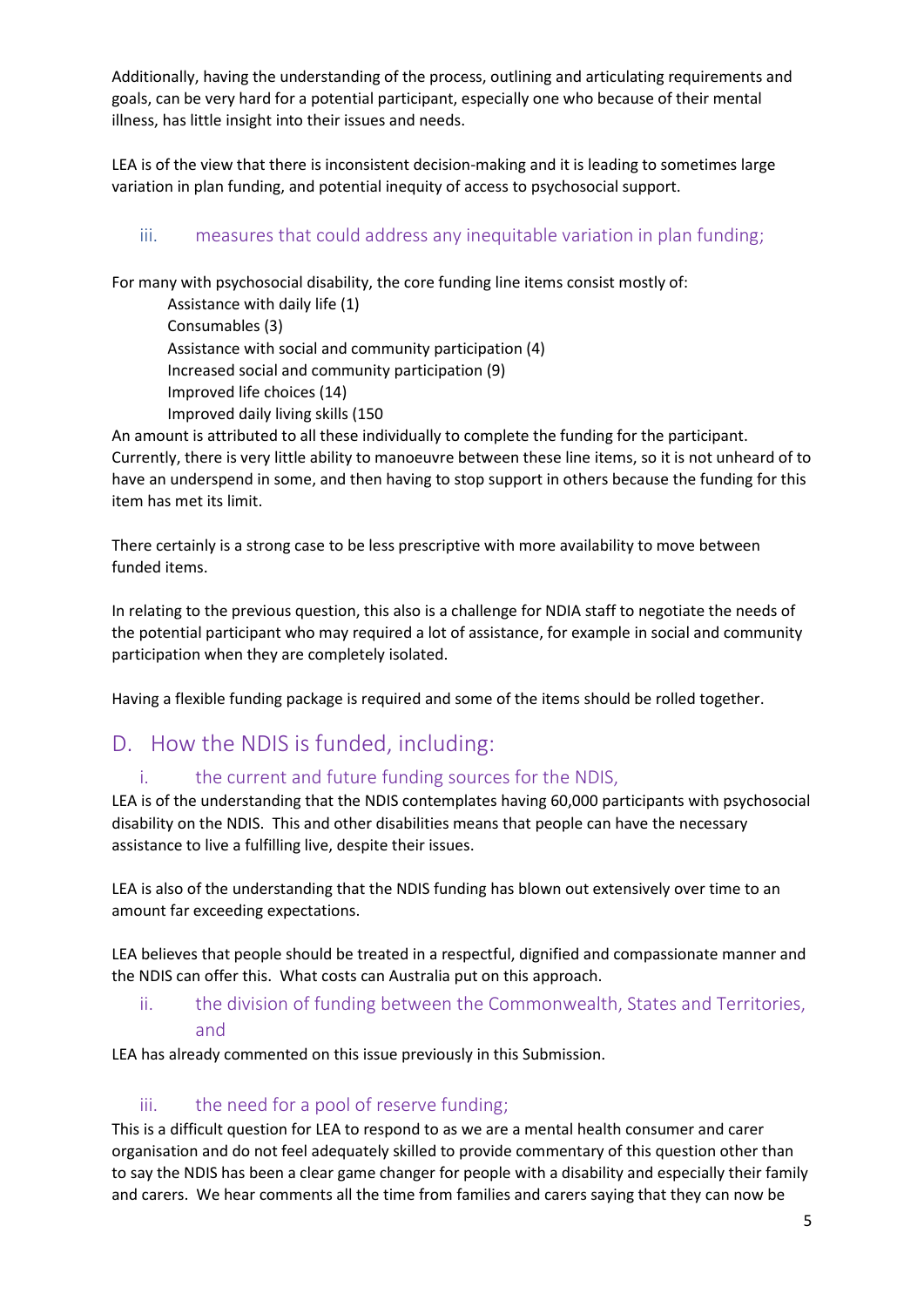Additionally, having the understanding of the process, outlining and articulating requirements and goals, can be very hard for a potential participant, especially one who because of their mental illness, has little insight into their issues and needs.

LEA is of the view that there is inconsistent decision-making and it is leading to sometimes large variation in plan funding, and potential inequity of access to psychosocial support.

### iii. measures that could address any inequitable variation in plan funding;

For many with psychosocial disability, the core funding line items consist mostly of:

- Assistance with daily life (1)
- Consumables (3)
- Assistance with social and community participation (4)
- Increased social and community participation (9)
- Improved life choices (14)
- Improved daily living skills (150

An amount is attributed to all these individually to complete the funding for the participant. Currently, there is very little ability to manoeuvre between these line items, so it is not unheard of to have an underspend in some, and then having to stop support in others because the funding for this item has met its limit.

There certainly is a strong case to be less prescriptive with more availability to move between funded items.

In relating to the previous question, this also is a challenge for NDIA staff to negotiate the needs of the potential participant who may required a lot of assistance, for example in social and community participation when they are completely isolated.

Having a flexible funding package is required and some of the items should be rolled together.

## D. How the NDIS is funded, including:

### i. the current and future funding sources for the NDIS,

LEA is of the understanding that the NDIS contemplates having 60,000 participants with psychosocial disability on the NDIS. This and other disabilities means that people can have the necessary assistance to live a fulfilling live, despite their issues.

LEA is also of the understanding that the NDIS funding has blown out extensively over time to an amount far exceeding expectations.

LEA believes that people should be treated in a respectful, dignified and compassionate manner and the NDIS can offer this. What costs can Australia put on this approach.

### ii. the division of funding between the Commonwealth, States and Territories, and

LEA has already commented on this issue previously in this Submission.

### iii. the need for a pool of reserve funding;

This is a difficult question for LEA to respond to as we are a mental health consumer and carer organisation and do not feel adequately skilled to provide commentary of this question other than to say the NDIS has been a clear game changer for people with a disability and especially their family and carers. We hear comments all the time from families and carers saying that they can now be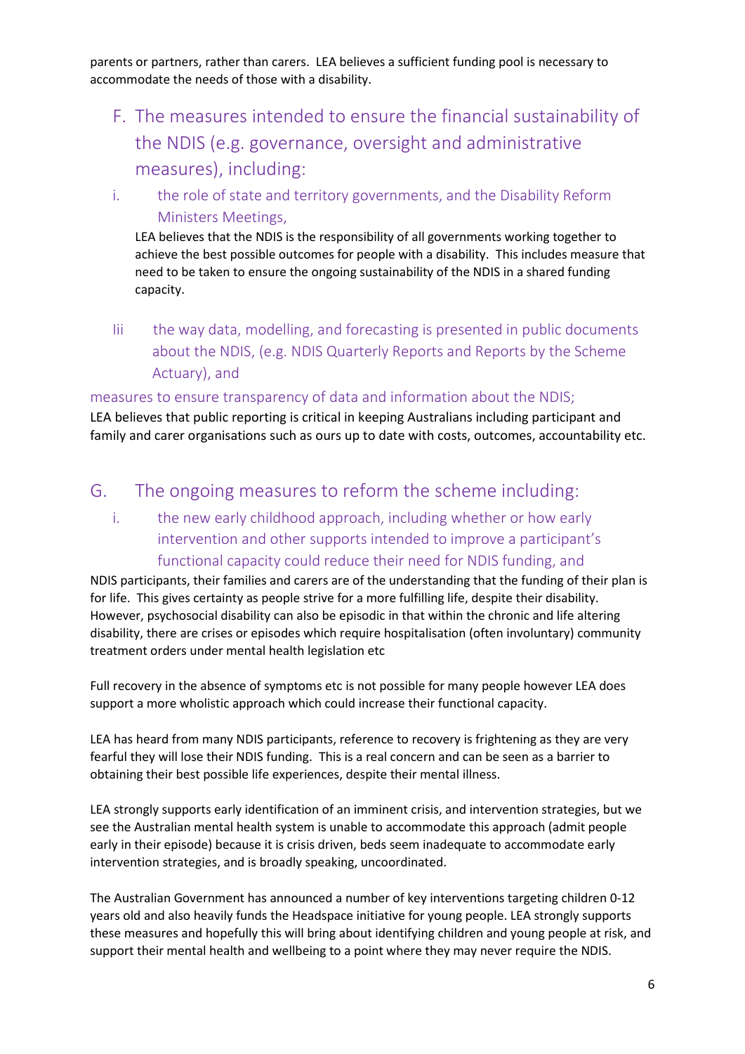parents or partners, rather than carers. LEA believes a sufficient funding pool is necessary to accommodate the needs of those with a disability.

## F. The measures intended to ensure the financial sustainability of the NDIS (e.g. governance, oversight and administrative measures), including:

### i. the role of state and territory governments, and the Disability Reform Ministers Meetings,

LEA believes that the NDIS is the responsibility of all governments working together to achieve the best possible outcomes for people with a disability. This includes measure that need to be taken to ensure the ongoing sustainability of the NDIS in a shared funding capacity.

### Iii the way data, modelling, and forecasting is presented in public documents about the NDIS, (e.g. NDIS Quarterly Reports and Reports by the Scheme Actuary), and

### measures to ensure transparency of data and information about the NDIS;

LEA believes that public reporting is critical in keeping Australians including participant and family and carer organisations such as ours up to date with costs, outcomes, accountability etc.

## G. The ongoing measures to reform the scheme including:

### i. the new early childhood approach, including whether or how early intervention and other supports intended to improve a participant's functional capacity could reduce their need for NDIS funding, and

NDIS participants, their families and carers are of the understanding that the funding of their plan is for life. This gives certainty as people strive for a more fulfilling life, despite their disability. However, psychosocial disability can also be episodic in that within the chronic and life altering disability, there are crises or episodes which require hospitalisation (often involuntary) community treatment orders under mental health legislation etc

Full recovery in the absence of symptoms etc is not possible for many people however LEA does support a more wholistic approach which could increase their functional capacity.

LEA has heard from many NDIS participants, reference to recovery is frightening as they are very fearful they will lose their NDIS funding. This is a real concern and can be seen as a barrier to obtaining their best possible life experiences, despite their mental illness.

LEA strongly supports early identification of an imminent crisis, and intervention strategies, but we see the Australian mental health system is unable to accommodate this approach (admit people early in their episode) because it is crisis driven, beds seem inadequate to accommodate early intervention strategies, and is broadly speaking, uncoordinated.

The Australian Government has announced a number of key interventions targeting children 0-12 years old and also heavily funds the Headspace initiative for young people. LEA strongly supports these measures and hopefully this will bring about identifying children and young people at risk, and support their mental health and wellbeing to a point where they may never require the NDIS.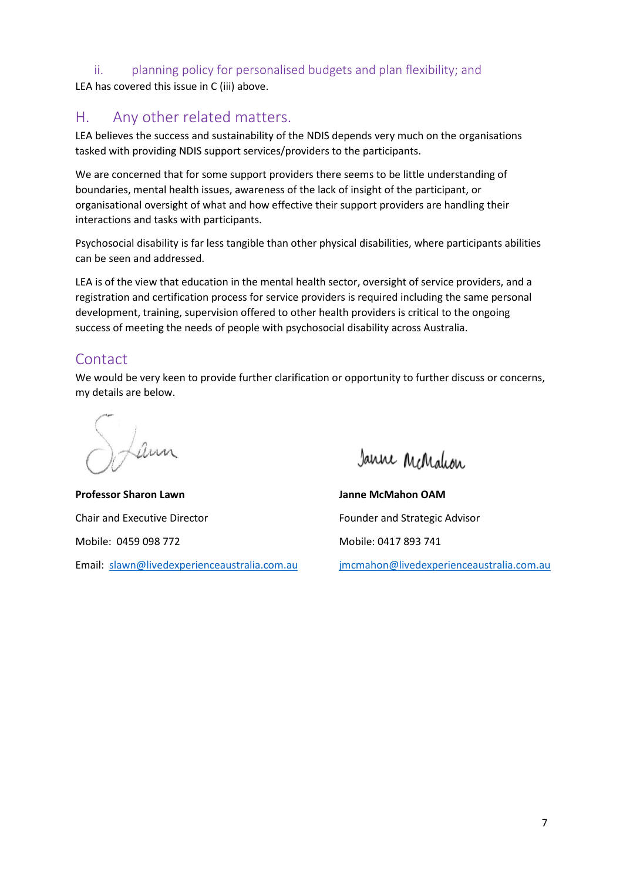ii. planning policy for personalised budgets and plan flexibility; and

LEA has covered this issue in C (iii) above.

## H. Any other related matters.

LEA believes the success and sustainability of the NDIS depends very much on the organisations tasked with providing NDIS support services/providers to the participants.

We are concerned that for some support providers there seems to be little understanding of boundaries, mental health issues, awareness of the lack of insight of the participant, or organisational oversight of what and how effective their support providers are handling their interactions and tasks with participants.

Psychosocial disability is far less tangible than other physical disabilities, where participants abilities can be seen and addressed.

LEA is of the view that education in the mental health sector, oversight of service providers, and a registration and certification process for service providers is required including the same personal development, training, supervision offered to other health providers is critical to the ongoing success of meeting the needs of people with psychosocial disability across Australia.

## Contact

We would be very keen to provide further clarification or opportunity to further discuss or concerns, my details are below.

**Professor Sharon Lawn**

Chair and Executive Director

Mobile: 0459 098 772

Email: slawn@livedexperienceaustralia.com.au

**Janne McMahon OAM**

Founder and Strategic Advisor

Mobile: 0417 893 741

jmcmahon@livedexperienceaustralia.com.au